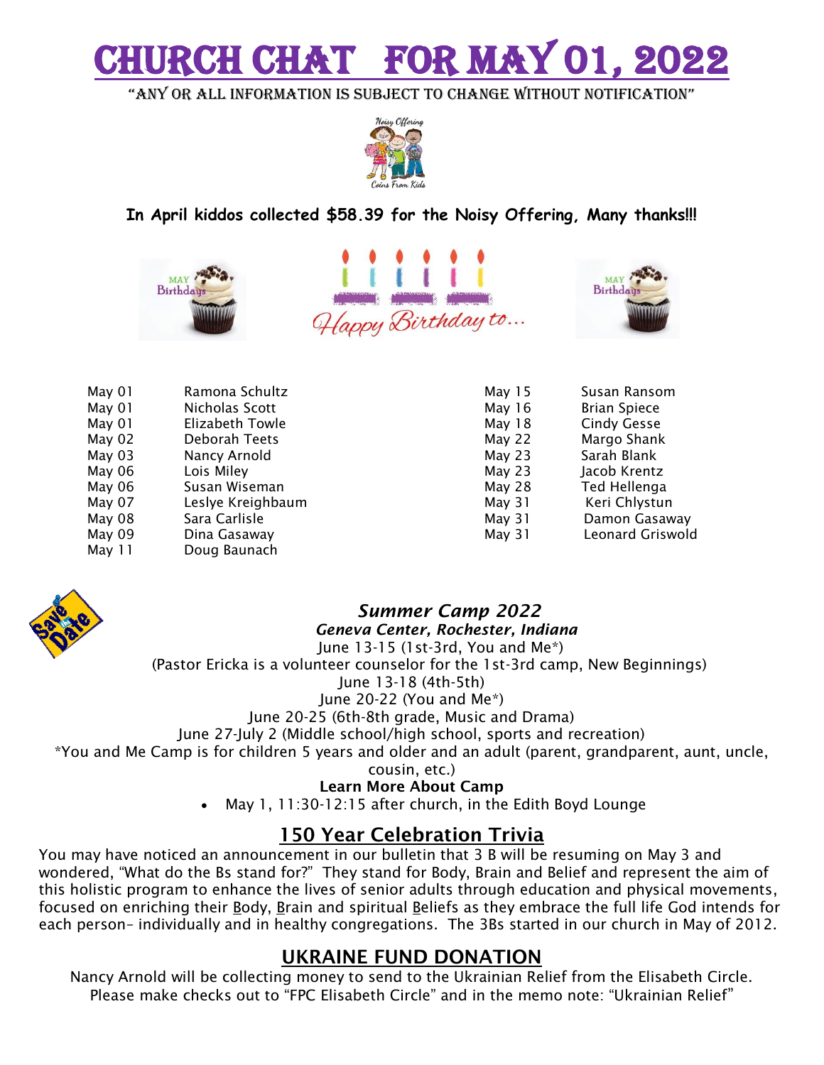# CHURCH CHAT FOR MAY 01, 2022

"ANY OR ALL INFORMATION IS SUBJECT TO CHANGE WITHOUT NOTIFICATION"

**In April kiddos collected $58.39 for the Noisy Offering, Many thanks!!!**

Happy Birthday to...

| | |
|---|---|
| May 01 | Ramona Schultz |
| May 01 | Nicholas Scott |
| May 01 | Elizabeth Towle |
| May 02 | Deborah Teets |
| May 03 | Nancy Arnold |
| May 06 | Lois Miley |
| May 06 | Susan Wiseman |
| May 07 | Leslye Kreighbaum |
| May 08 | Sara Carlisle |
| May 09 | Dina Gasaway |
| May 11 | Doug Baunach |
| May 15 | Susan Ransom |
| May 16 | Brian Spiece |
| May 18 | Cindy Gesse |
| May 22 | Margo Shank |
| May 23 | Sarah Blank |
| May 23 | Jacob Krentz |
| May 28 | Ted Hellenga |
| May 31 | Keri Chlystun |
| May 31 | Damon Gasaway |
| May 31 | Leonard Griswold |

### *Summer Camp 2022*

***Geneva Center, Rochester, Indiana***

June 13-15 (1st-3rd, You and Me*)

(Pastor Ericka is a volunteer counselor for the 1st-3rd camp, New Beginnings)

June 13-18 (4th-5th)

June 20-22 (You and Me*)

June 20-25 (6th-8th grade, Music and Drama)

June 27-July 2 (Middle school/high school, sports and recreation)

*You and Me Camp is for children 5 years and older and an adult (parent, grandparent, aunt, uncle, cousin, etc.)

**Learn More About Camp**

- May 1, 11:30-12:15 after church, in the Edith Boyd Lounge

## 150 Year Celebration Trivia

You may have noticed an announcement in our bulletin that 3 B will be resuming on May 3 and wondered, "What do the Bs stand for?" They stand for Body, Brain and Belief and represent the aim of this holistic program to enhance the lives of senior adults through education and physical movements, focused on enriching their Body, Brain and spiritual Beliefs as they embrace the full life God intends for each person– individually and in healthy congregations. The 3Bs started in our church in May of 2012.

## UKRAINE FUND DONATION

Nancy Arnold will be collecting money to send to the Ukrainian Relief from the Elisabeth Circle. Please make checks out to "FPC Elisabeth Circle" and in the memo note: "Ukrainian Relief"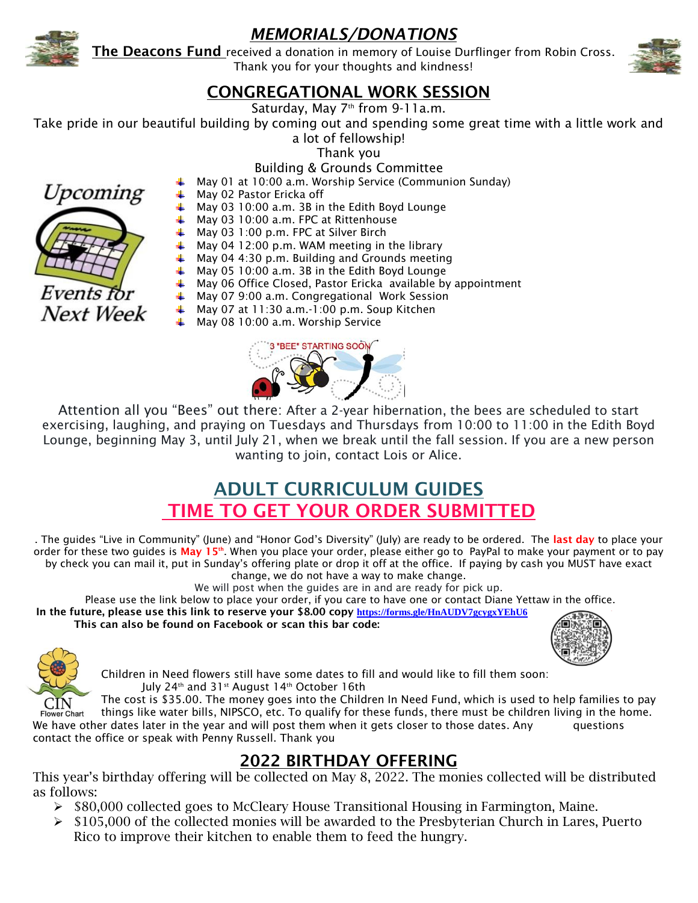# *MEMORIALS/DONATIONS*

**The Deacons Fund** received a donation in memory of Louise Durflinger from Robin Cross. Thank you for your thoughts and kindness!

## CONGREGATIONAL WORK SESSION

Saturday, May 7th from 9-11a.m.

Take pride in our beautiful building by coming out and spending some great time with a little work and a lot of fellowship!

Thank you

Building & Grounds Committee

*Upcoming Events for Next Week*

- May 01 at 10:00 a.m. Worship Service (Communion Sunday)
- May 02 Pastor Ericka off
- May 03 10:00 a.m. 3B in the Edith Boyd Lounge
- May 03 10:00 a.m. FPC at Rittenhouse
- May 03 1:00 p.m. FPC at Silver Birch
- May 04 12:00 p.m. WAM meeting in the library
- May 04 4:30 p.m. Building and Grounds meeting
- May 05 10:00 a.m. 3B in the Edith Boyd Lounge
- May 06 Office Closed, Pastor Ericka available by appointment
- May 07 9:00 a.m. Congregational Work Session
- May 07 at 11:30 a.m.-1:00 p.m. Soup Kitchen
- May 08 10:00 a.m. Worship Service

3 "BEE" STARTING SOON

Attention all you "Bees" out there: After a 2-year hibernation, the bees are scheduled to start exercising, laughing, and praying on Tuesdays and Thursdays from 10:00 to 11:00 in the Edith Boyd Lounge, beginning May 3, until July 21, when we break until the fall session. If you are a new person wanting to join, contact Lois or Alice.

## ADULT CURRICULUM GUIDES
## TIME TO GET YOUR ORDER SUBMITTED

. The guides "Live in Community" (June) and "Honor God's Diversity" (July) are ready to be ordered. The **last day** to place your order for these two guides is **May 15th**. When you place your order, please either go to PayPal to make your payment or to pay by check you can mail it, put in Sunday's offering plate or drop it off at the office. If paying by cash you MUST have exact change, we do not have a way to make change.

We will post when the guides are in and are ready for pick up.

Please use the link below to place your order, if you care to have one or contact Diane Yettaw in the office.

**In the future, please use this link to reserve your $8.00 copy https://forms.gle/HnAUDV7gcygxYEhU6**

**This can also be found on Facebook or scan this bar code:**

CIN Flower Chart

Children in Need flowers still have some dates to fill and would like to fill them soon:
July 24th and 31st August 14th October 16th

The cost is $35.00. The money goes into the Children In Need Fund, which is used to help families to pay things like water bills, NIPSCO, etc. To qualify for these funds, there must be children living in the home. We have other dates later in the year and will post them when it gets closer to those dates. Any questions contact the office or speak with Penny Russell. Thank you

## 2022 BIRTHDAY OFFERING

This year's birthday offering will be collected on May 8, 2022. The monies collected will be distributed as follows:

- $80,000 collected goes to McCleary House Transitional Housing in Farmington, Maine.
- $105,000 of the collected monies will be awarded to the Presbyterian Church in Lares, Puerto Rico to improve their kitchen to enable them to feed the hungry.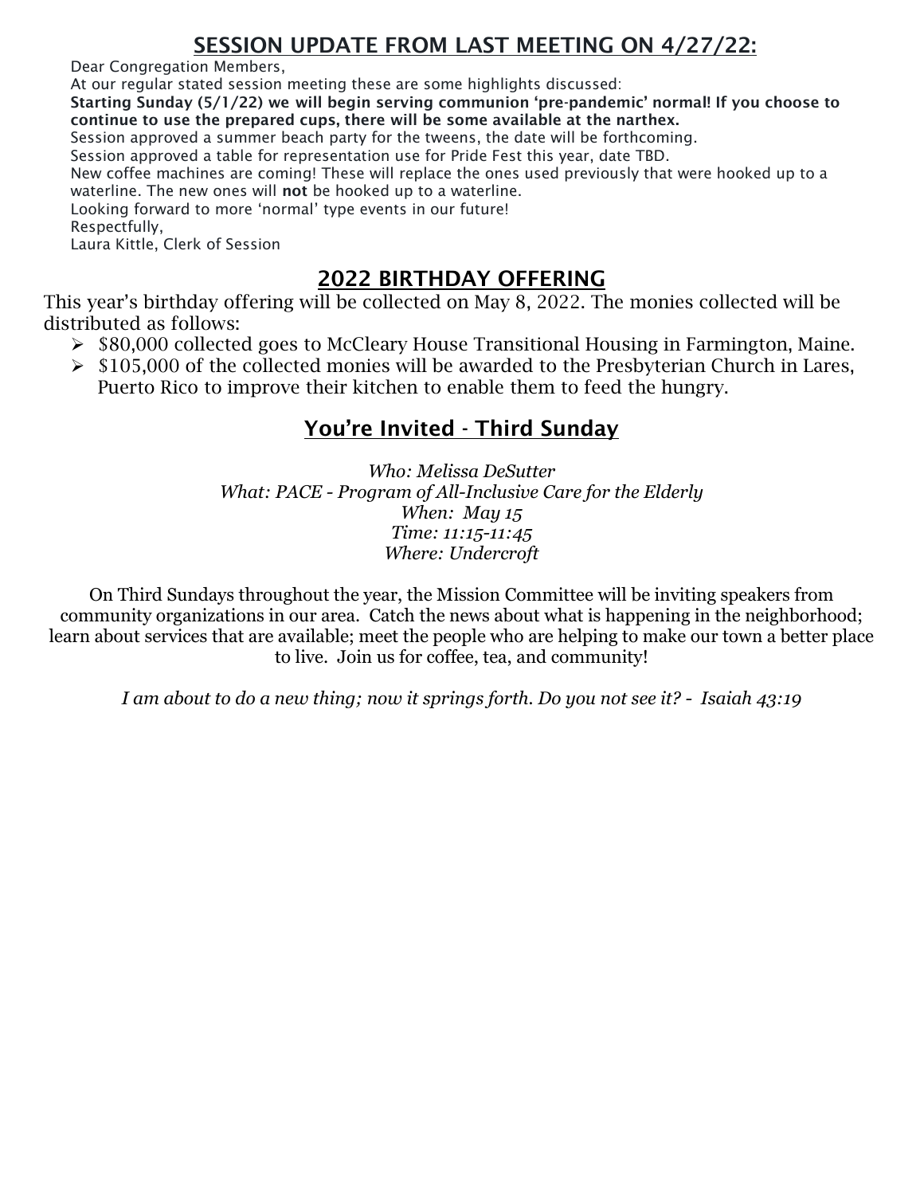## SESSION UPDATE FROM LAST MEETING ON 4/27/22:

Dear Congregation Members,

At our regular stated session meeting these are some highlights discussed:

**Starting Sunday (5/1/22) we will begin serving communion 'pre-pandemic' normal! If you choose to continue to use the prepared cups, there will be some available at the narthex.**

Session approved a summer beach party for the tweens, the date will be forthcoming.

Session approved a table for representation use for Pride Fest this year, date TBD.

New coffee machines are coming! These will replace the ones used previously that were hooked up to a waterline. The new ones will **not** be hooked up to a waterline.

Looking forward to more 'normal' type events in our future!

Respectfully,

Laura Kittle, Clerk of Session

## 2022 BIRTHDAY OFFERING

This year's birthday offering will be collected on May 8, 2022. The monies collected will be distributed as follows:

- $80,000 collected goes to McCleary House Transitional Housing in Farmington, Maine.
- $105,000 of the collected monies will be awarded to the Presbyterian Church in Lares, Puerto Rico to improve their kitchen to enable them to feed the hungry.

## You're Invited - Third Sunday

*Who: Melissa DeSutter*
*What: PACE - Program of All-Inclusive Care for the Elderly*
*When: May 15*
*Time: 11:15-11:45*
*Where: Undercroft*

On Third Sundays throughout the year, the Mission Committee will be inviting speakers from community organizations in our area. Catch the news about what is happening in the neighborhood; learn about services that are available; meet the people who are helping to make our town a better place to live. Join us for coffee, tea, and community!

*I am about to do a new thing; now it springs forth. Do you not see it? - Isaiah 43:19*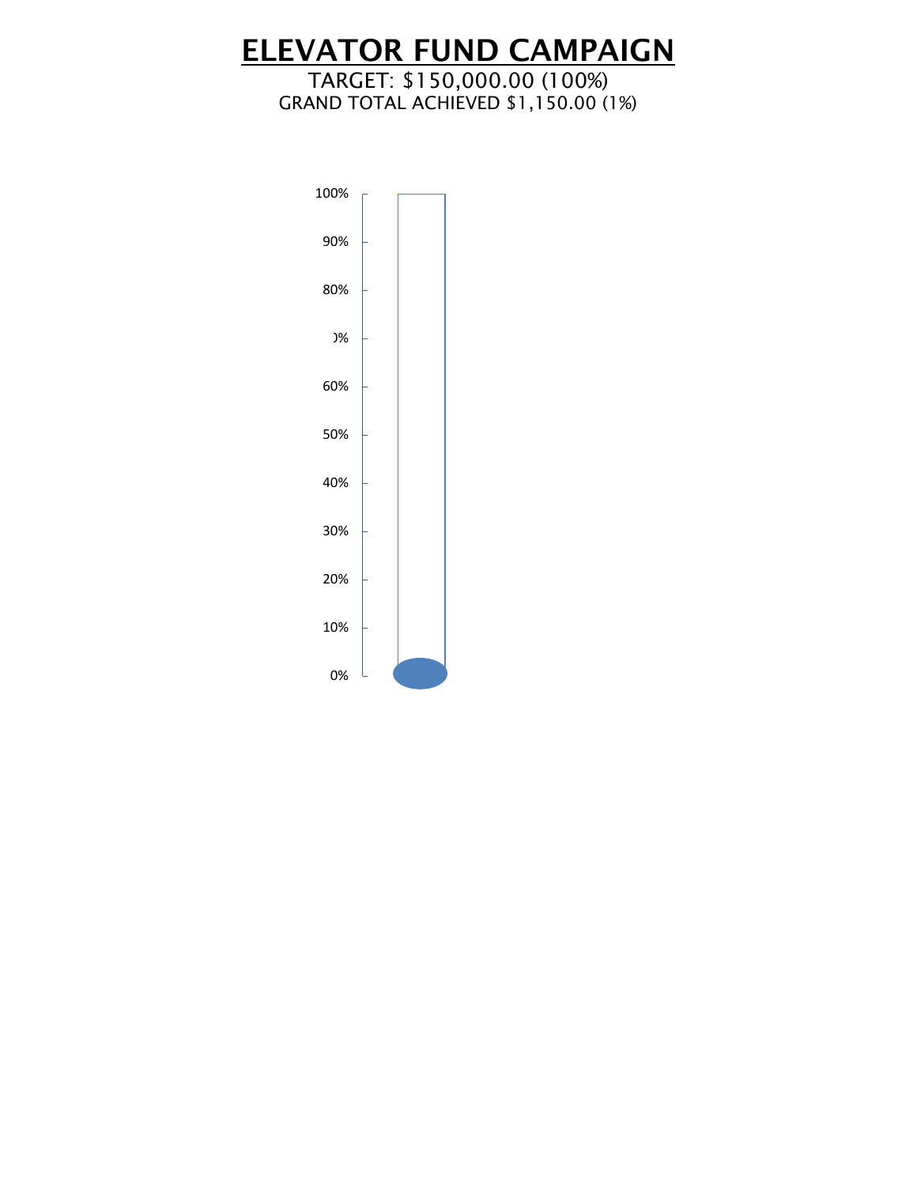# ELEVATOR FUND CAMPAIGN

TARGET: $150,000.00 (100%)

GRAND TOTAL ACHIEVED $1,150.00 (1%)

100%

90%

80%

)%

60%

50%

40%

30%

20%

10%

0%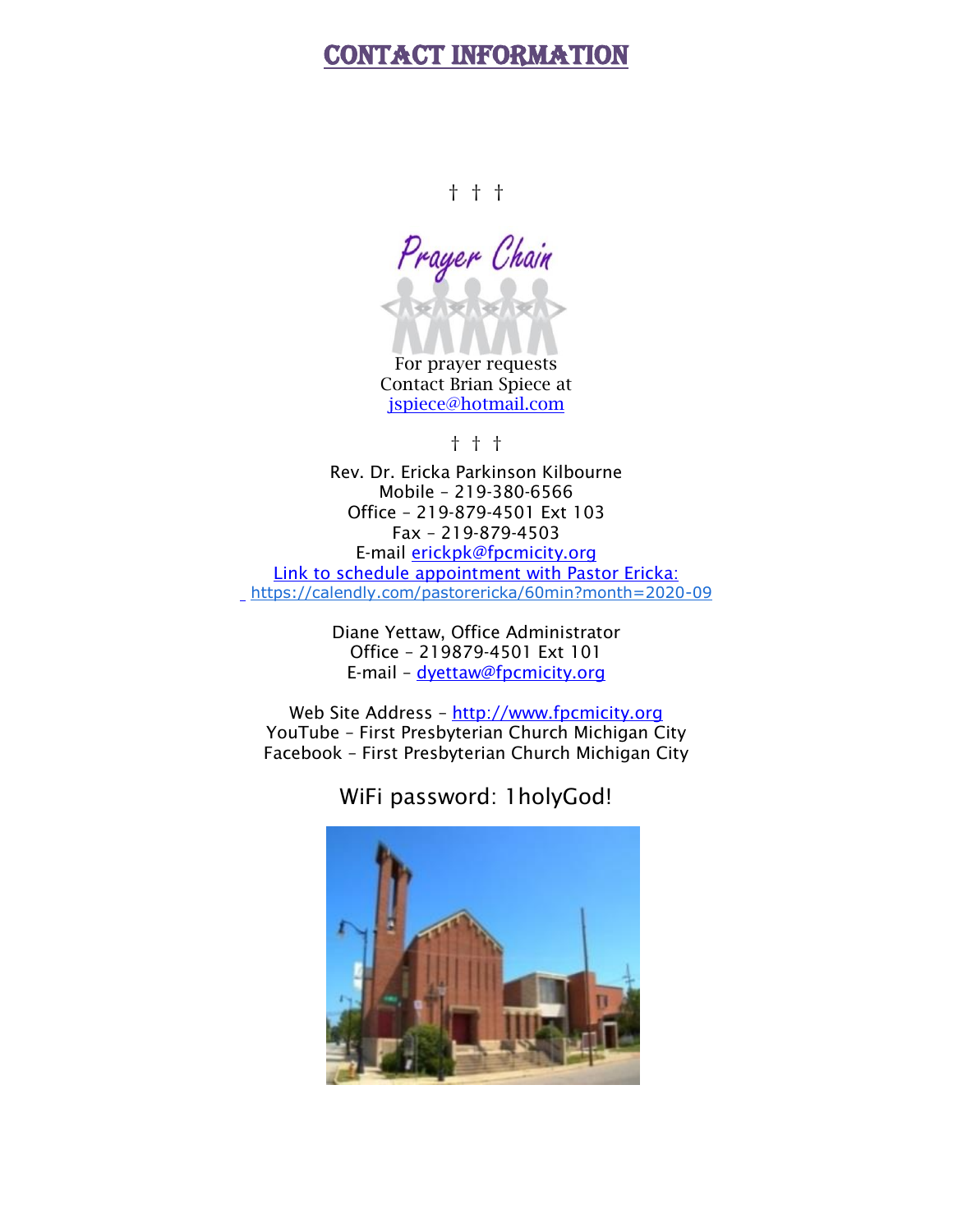# CONTACT INFORMATION

† † †

Prayer Chain

For prayer requests
Contact Brian Spiece at
jspiece@hotmail.com

† † †

Rev. Dr. Ericka Parkinson Kilbourne
Mobile – 219-380-6566
Office – 219-879-4501 Ext 103
Fax – 219-879-4503
E-mail erickpk@fpcmicity.org
Link to schedule appointment with Pastor Ericka:
https://calendly.com/pastorericka/60min?month=2020-09

Diane Yettaw, Office Administrator
Office – 219879-4501 Ext 101
E-mail – dyettaw@fpcmicity.org

Web Site Address – http://www.fpcmicity.org
YouTube – First Presbyterian Church Michigan City
Facebook – First Presbyterian Church Michigan City

WiFi password: 1holyGod!